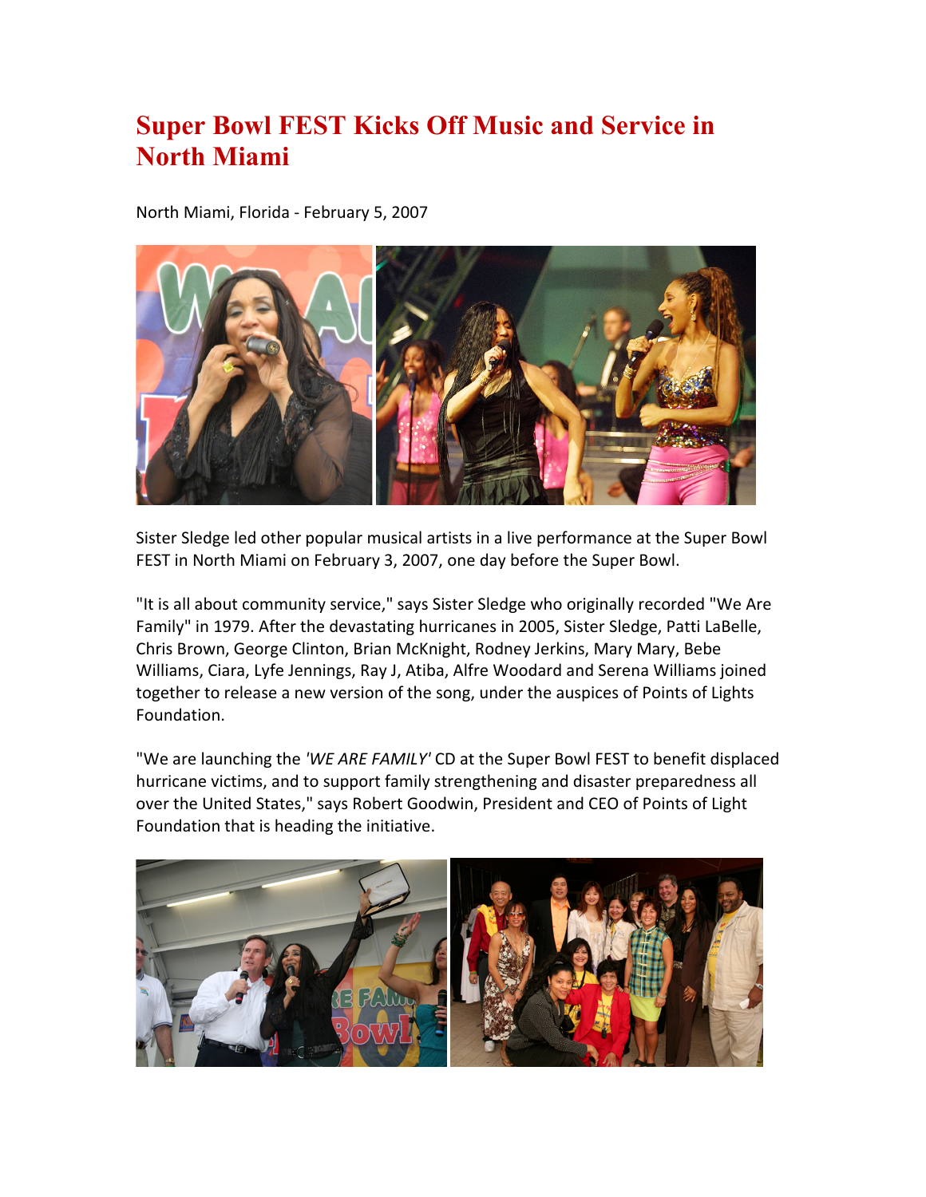# Super Bowl FEST Kicks Off Music and Service in North Miami

North Miami, Florida - February 5, 2007

Sister Sledge led other popular musical artists in a live performance at the Super Bowl FEST in North Miami on February 3, 2007, one day before the Super Bowl.

"It is all about community service," says Sister Sledge who originally recorded "We Are Family" in 1979. After the devastating hurricanes in 2005, Sister Sledge, Patti LaBelle, Chris Brown, George Clinton, Brian McKnight, Rodney Jerkins, Mary Mary, Bebe Williams, Ciara, Lyfe Jennings, Ray J, Atiba, Alfre Woodard and Serena Williams joined together to release a new version of the song, under the auspices of Points of Lights Foundation.

"We are launching the *'WE ARE FAMILY'* CD at the Super Bowl FEST to benefit displaced hurricane victims, and to support family strengthening and disaster preparedness all over the United States," says Robert Goodwin, President and CEO of Points of Light Foundation that is heading the initiative.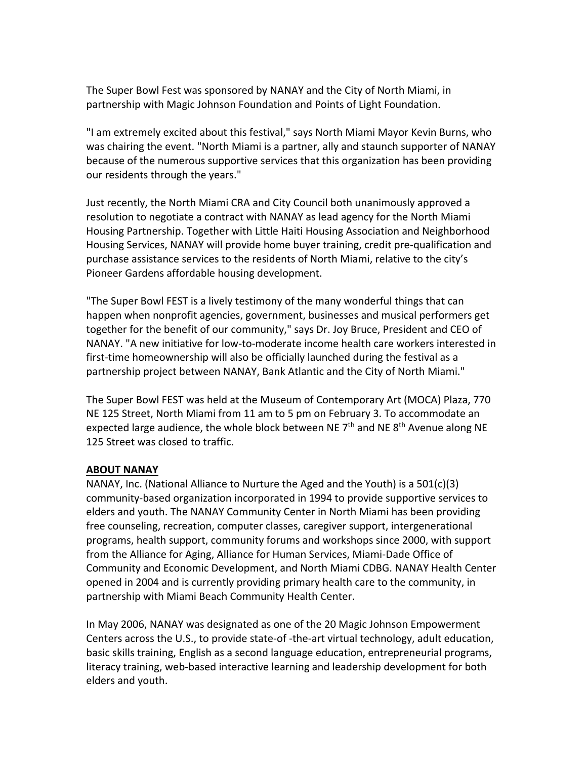The Super Bowl Fest was sponsored by NANAY and the City of North Miami, in partnership with Magic Johnson Foundation and Points of Light Foundation.

"I am extremely excited about this festival," says North Miami Mayor Kevin Burns, who was chairing the event. "North Miami is a partner, ally and staunch supporter of NANAY because of the numerous supportive services that this organization has been providing our residents through the years."

Just recently, the North Miami CRA and City Council both unanimously approved a resolution to negotiate a contract with NANAY as lead agency for the North Miami Housing Partnership. Together with Little Haiti Housing Association and Neighborhood Housing Services, NANAY will provide home buyer training, credit pre-qualification and purchase assistance services to the residents of North Miami, relative to the city's Pioneer Gardens affordable housing development.

"The Super Bowl FEST is a lively testimony of the many wonderful things that can happen when nonprofit agencies, government, businesses and musical performers get together for the benefit of our community," says Dr. Joy Bruce, President and CEO of NANAY. "A new initiative for low-to-moderate income health care workers interested in first-time homeownership will also be officially launched during the festival as a partnership project between NANAY, Bank Atlantic and the City of North Miami."

The Super Bowl FEST was held at the Museum of Contemporary Art (MOCA) Plaza, 770 NE 125 Street, North Miami from 11 am to 5 pm on February 3. To accommodate an expected large audience, the whole block between NE 7th and NE 8th Avenue along NE 125 Street was closed to traffic.

**ABOUT NANAY**

NANAY, Inc. (National Alliance to Nurture the Aged and the Youth) is a 501(c)(3) community-based organization incorporated in 1994 to provide supportive services to elders and youth. The NANAY Community Center in North Miami has been providing free counseling, recreation, computer classes, caregiver support, intergenerational programs, health support, community forums and workshops since 2000, with support from the Alliance for Aging, Alliance for Human Services, Miami-Dade Office of Community and Economic Development, and North Miami CDBG. NANAY Health Center opened in 2004 and is currently providing primary health care to the community, in partnership with Miami Beach Community Health Center.

In May 2006, NANAY was designated as one of the 20 Magic Johnson Empowerment Centers across the U.S., to provide state-of -the-art virtual technology, adult education, basic skills training, English as a second language education, entrepreneurial programs, literacy training, web-based interactive learning and leadership development for both elders and youth.